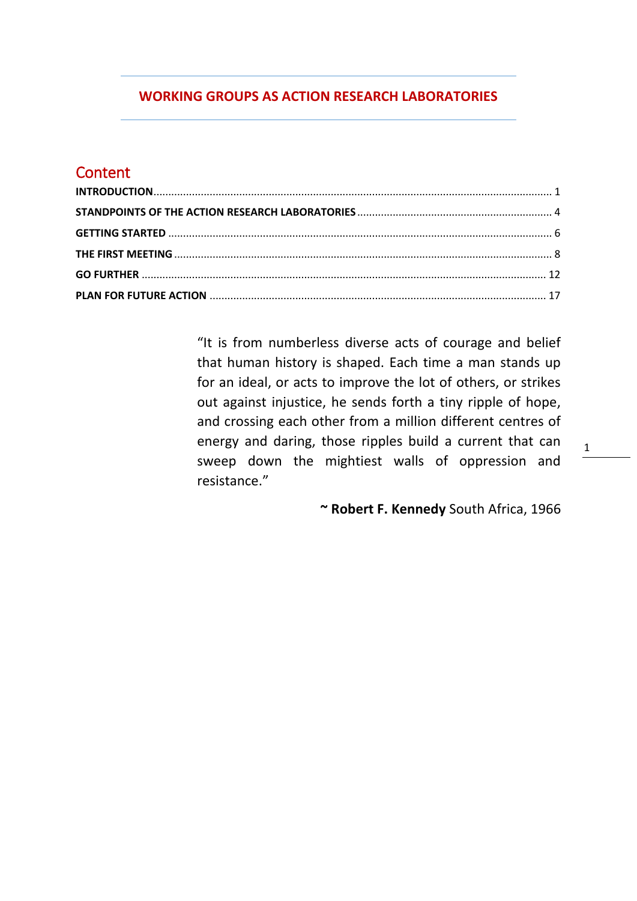# WORKING GROUPS AS ACTION RESEARCH LABORATORIES

## Content

**INTRODUCTION**........................................................................................................... 1

**STANDPOINTS OF THE ACTION RESEARCH LABORATORIES**........................................ 4

**GETTING STARTED**..................................................................................................... 6

**THE FIRST MEETING**.................................................................................................. 8

**GO FURTHER**............................................................................................................ 12

**PLAN FOR FUTURE ACTION**...................................................................................... 17

"It is from numberless diverse acts of courage and belief that human history is shaped. Each time a man stands up for an ideal, or acts to improve the lot of others, or strikes out against injustice, he sends forth a tiny ripple of hope, and crossing each other from a million different centres of energy and daring, those ripples build a current that can sweep down the mightiest walls of oppression and resistance."

~ **Robert F. Kennedy** South Africa, 1966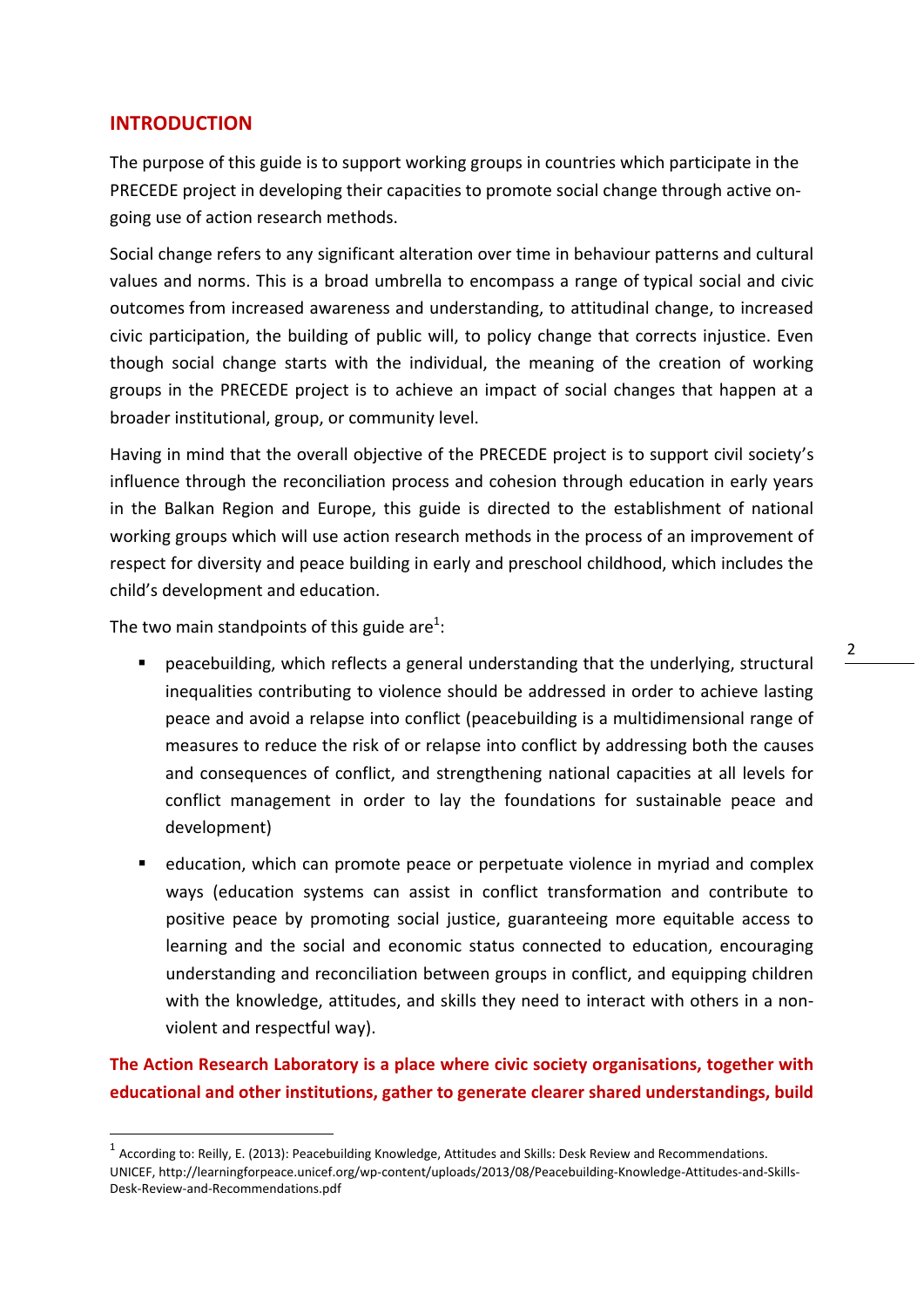## INTRODUCTION

The purpose of this guide is to support working groups in countries which participate in the PRECEDE project in developing their capacities to promote social change through active on-going use of action research methods.

Social change refers to any significant alteration over time in behaviour patterns and cultural values and norms. This is a broad umbrella to encompass a range of typical social and civic outcomes from increased awareness and understanding, to attitudinal change, to increased civic participation, the building of public will, to policy change that corrects injustice. Even though social change starts with the individual, the meaning of the creation of working groups in the PRECEDE project is to achieve an impact of social changes that happen at a broader institutional, group, or community level.

Having in mind that the overall objective of the PRECEDE project is to support civil society's influence through the reconciliation process and cohesion through education in early years in the Balkan Region and Europe, this guide is directed to the establishment of national working groups which will use action research methods in the process of an improvement of respect for diversity and peace building in early and preschool childhood, which includes the child's development and education.

The two main standpoints of this guide are[1]:

- peacebuilding, which reflects a general understanding that the underlying, structural inequalities contributing to violence should be addressed in order to achieve lasting peace and avoid a relapse into conflict (peacebuilding is a multidimensional range of measures to reduce the risk of or relapse into conflict by addressing both the causes and consequences of conflict, and strengthening national capacities at all levels for conflict management in order to lay the foundations for sustainable peace and development)
- education, which can promote peace or perpetuate violence in myriad and complex ways (education systems can assist in conflict transformation and contribute to positive peace by promoting social justice, guaranteeing more equitable access to learning and the social and economic status connected to education, encouraging understanding and reconciliation between groups in conflict, and equipping children with the knowledge, attitudes, and skills they need to interact with others in a non-violent and respectful way).

**The Action Research Laboratory is a place where civic society organisations, together with educational and other institutions, gather to generate clearer shared understandings, build**

---

[1] According to: Reilly, E. (2013): Peacebuilding Knowledge, Attitudes and Skills: Desk Review and Recommendations. UNICEF, http://learningforpeace.unicef.org/wp-content/uploads/2013/08/Peacebuilding-Knowledge-Attitudes-and-Skills-Desk-Review-and-Recommendations.pdf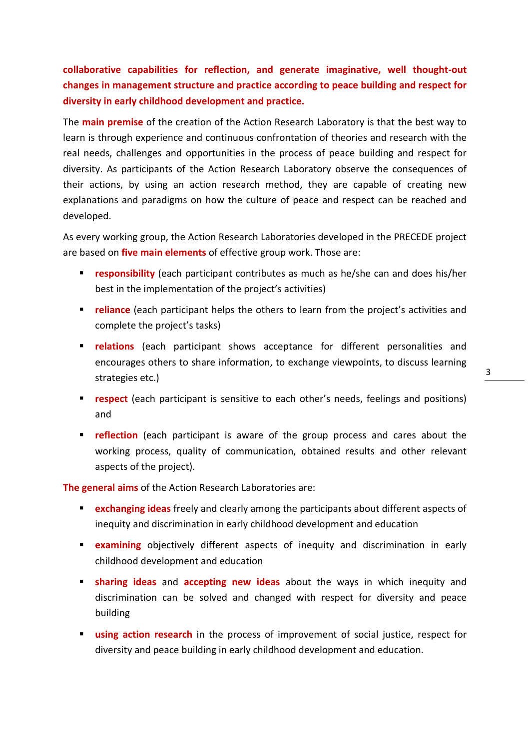**collaborative capabilities for reflection, and generate imaginative, well thought-out changes in management structure and practice according to peace building and respect for diversity in early childhood development and practice.**

The **main premise** of the creation of the Action Research Laboratory is that the best way to learn is through experience and continuous confrontation of theories and research with the real needs, challenges and opportunities in the process of peace building and respect for diversity. As participants of the Action Research Laboratory observe the consequences of their actions, by using an action research method, they are capable of creating new explanations and paradigms on how the culture of peace and respect can be reached and developed.

As every working group, the Action Research Laboratories developed in the PRECEDE project are based on **five main elements** of effective group work. Those are:

- **responsibility** (each participant contributes as much as he/she can and does his/her best in the implementation of the project's activities)
- **reliance** (each participant helps the others to learn from the project's activities and complete the project's tasks)
- **relations** (each participant shows acceptance for different personalities and encourages others to share information, to exchange viewpoints, to discuss learning strategies etc.)
- **respect** (each participant is sensitive to each other's needs, feelings and positions) and
- **reflection** (each participant is aware of the group process and cares about the working process, quality of communication, obtained results and other relevant aspects of the project).

**The general aims** of the Action Research Laboratories are:

- **exchanging ideas** freely and clearly among the participants about different aspects of inequity and discrimination in early childhood development and education
- **examining** objectively different aspects of inequity and discrimination in early childhood development and education
- **sharing ideas** and **accepting new ideas** about the ways in which inequity and discrimination can be solved and changed with respect for diversity and peace building
- **using action research** in the process of improvement of social justice, respect for diversity and peace building in early childhood development and education.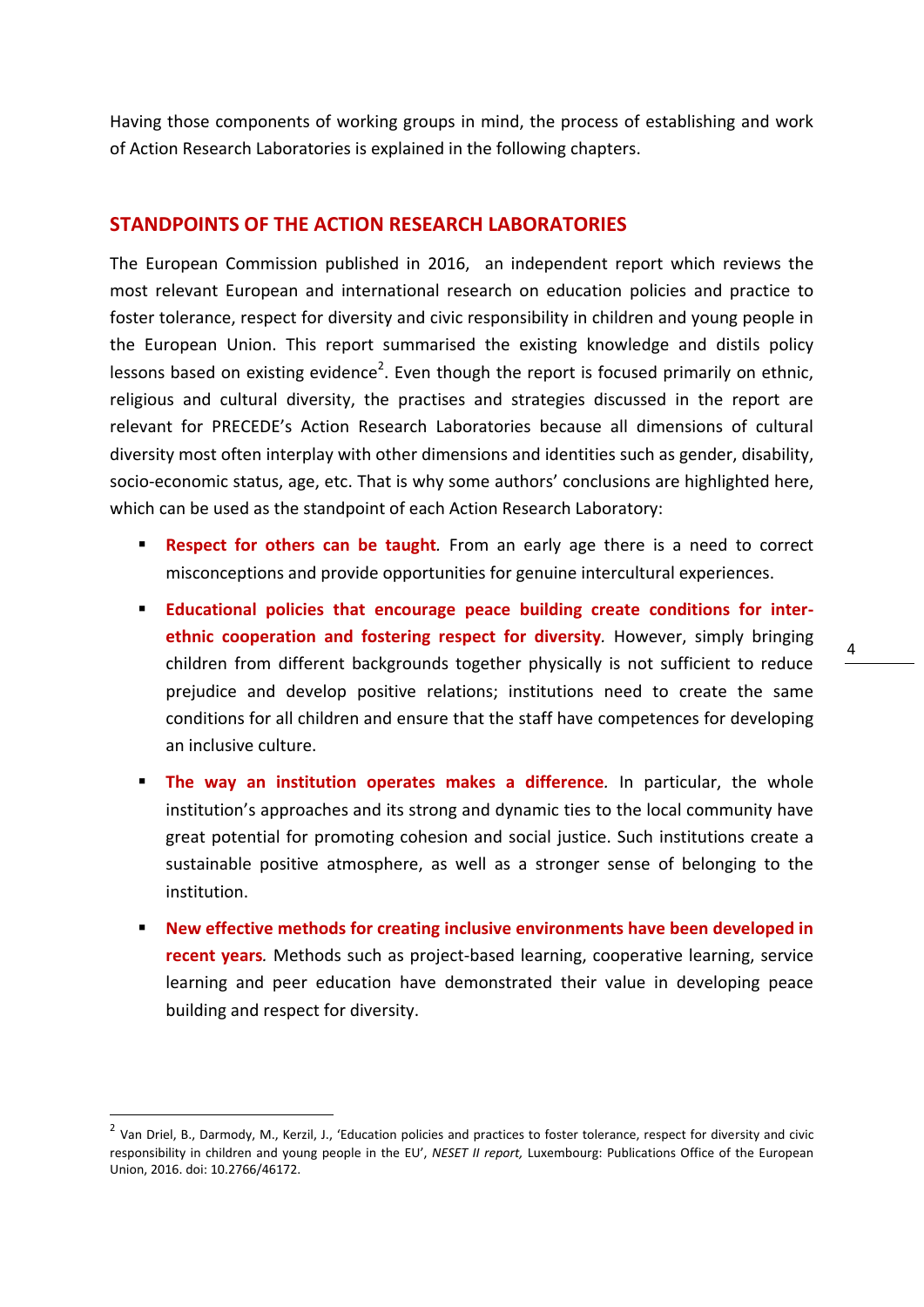Having those components of working groups in mind, the process of establishing and work of Action Research Laboratories is explained in the following chapters.

## STANDPOINTS OF THE ACTION RESEARCH LABORATORIES

The European Commission published in 2016, an independent report which reviews the most relevant European and international research on education policies and practice to foster tolerance, respect for diversity and civic responsibility in children and young people in the European Union. This report summarised the existing knowledge and distils policy lessons based on existing evidence[2]. Even though the report is focused primarily on ethnic, religious and cultural diversity, the practises and strategies discussed in the report are relevant for PRECEDE's Action Research Laboratories because all dimensions of cultural diversity most often interplay with other dimensions and identities such as gender, disability, socio-economic status, age, etc. That is why some authors' conclusions are highlighted here, which can be used as the standpoint of each Action Research Laboratory:

- **Respect for others can be taught***.* From an early age there is a need to correct misconceptions and provide opportunities for genuine intercultural experiences.
- **Educational policies that encourage peace building create conditions for inter-ethnic cooperation and fostering respect for diversity***.* However, simply bringing children from different backgrounds together physically is not sufficient to reduce prejudice and develop positive relations; institutions need to create the same conditions for all children and ensure that the staff have competences for developing an inclusive culture.
- **The way an institution operates makes a difference***.* In particular, the whole institution's approaches and its strong and dynamic ties to the local community have great potential for promoting cohesion and social justice. Such institutions create a sustainable positive atmosphere, as well as a stronger sense of belonging to the institution.
- **New effective methods for creating inclusive environments have been developed in recent years***.* Methods such as project-based learning, cooperative learning, service learning and peer education have demonstrated their value in developing peace building and respect for diversity.

---

[2] Van Driel, B., Darmody, M., Kerzil, J., 'Education policies and practices to foster tolerance, respect for diversity and civic responsibility in children and young people in the EU', *NESET II report,* Luxembourg: Publications Office of the European Union, 2016. doi: 10.2766/46172.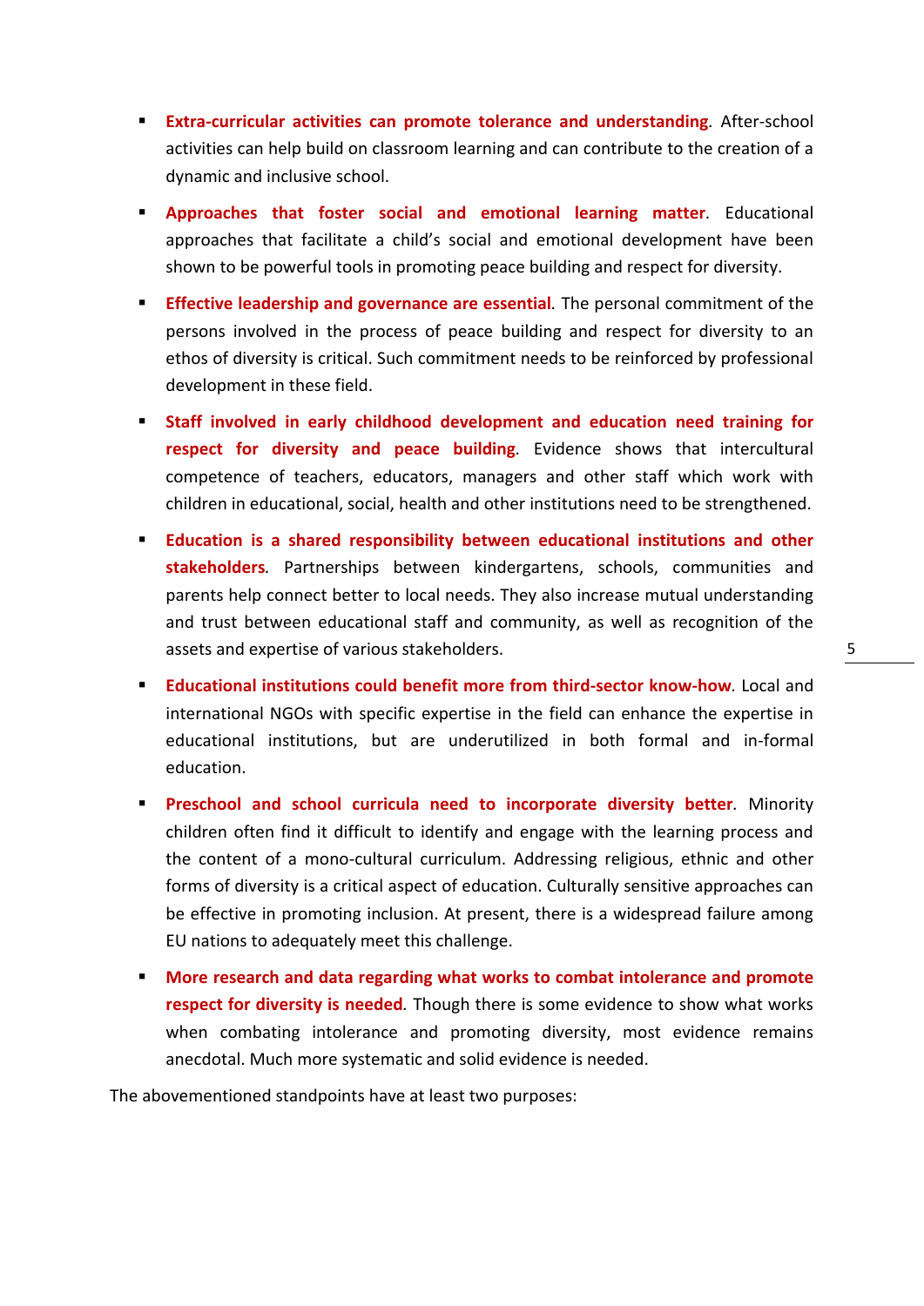- **Extra-curricular activities can promote tolerance and understanding**. After-school activities can help build on classroom learning and can contribute to the creation of a dynamic and inclusive school.
- **Approaches that foster social and emotional learning matter**. Educational approaches that facilitate a child's social and emotional development have been shown to be powerful tools in promoting peace building and respect for diversity.
- **Effective leadership and governance are essential**. The personal commitment of the persons involved in the process of peace building and respect for diversity to an ethos of diversity is critical. Such commitment needs to be reinforced by professional development in these field.
- **Staff involved in early childhood development and education need training for respect for diversity and peace building**. Evidence shows that intercultural competence of teachers, educators, managers and other staff which work with children in educational, social, health and other institutions need to be strengthened.
- **Education is a shared responsibility between educational institutions and other stakeholders**. Partnerships between kindergartens, schools, communities and parents help connect better to local needs. They also increase mutual understanding and trust between educational staff and community, as well as recognition of the assets and expertise of various stakeholders.
- **Educational institutions could benefit more from third-sector know-how**. Local and international NGOs with specific expertise in the field can enhance the expertise in educational institutions, but are underutilized in both formal and in-formal education.
- **Preschool and school curricula need to incorporate diversity better**. Minority children often find it difficult to identify and engage with the learning process and the content of a mono-cultural curriculum. Addressing religious, ethnic and other forms of diversity is a critical aspect of education. Culturally sensitive approaches can be effective in promoting inclusion. At present, there is a widespread failure among EU nations to adequately meet this challenge.
- **More research and data regarding what works to combat intolerance and promote respect for diversity is needed**. Though there is some evidence to show what works when combating intolerance and promoting diversity, most evidence remains anecdotal. Much more systematic and solid evidence is needed.

The abovementioned standpoints have at least two purposes: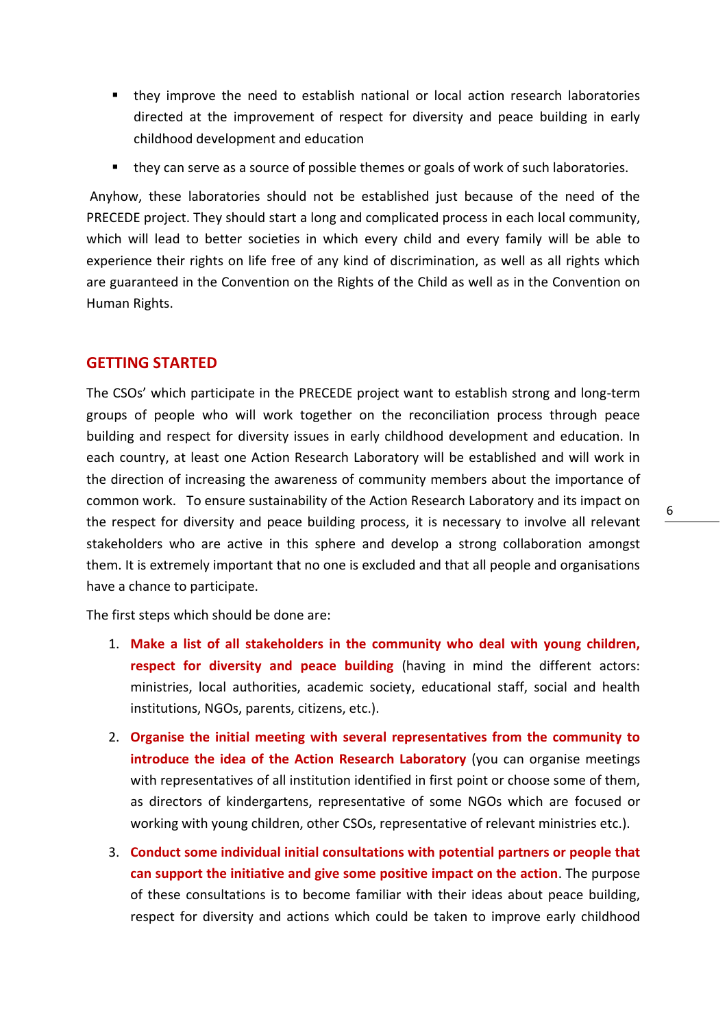- they improve the need to establish national or local action research laboratories directed at the improvement of respect for diversity and peace building in early childhood development and education
- they can serve as a source of possible themes or goals of work of such laboratories.

Anyhow, these laboratories should not be established just because of the need of the PRECEDE project. They should start a long and complicated process in each local community, which will lead to better societies in which every child and every family will be able to experience their rights on life free of any kind of discrimination, as well as all rights which are guaranteed in the Convention on the Rights of the Child as well as in the Convention on Human Rights.

## GETTING STARTED

The CSOs' which participate in the PRECEDE project want to establish strong and long-term groups of people who will work together on the reconciliation process through peace building and respect for diversity issues in early childhood development and education. In each country, at least one Action Research Laboratory will be established and will work in the direction of increasing the awareness of community members about the importance of common work. To ensure sustainability of the Action Research Laboratory and its impact on the respect for diversity and peace building process, it is necessary to involve all relevant stakeholders who are active in this sphere and develop a strong collaboration amongst them. It is extremely important that no one is excluded and that all people and organisations have a chance to participate.

The first steps which should be done are:

1. **Make a list of all stakeholders in the community who deal with young children, respect for diversity and peace building** (having in mind the different actors: ministries, local authorities, academic society, educational staff, social and health institutions, NGOs, parents, citizens, etc.).
2. **Organise the initial meeting with several representatives from the community to introduce the idea of the Action Research Laboratory** (you can organise meetings with representatives of all institution identified in first point or choose some of them, as directors of kindergartens, representative of some NGOs which are focused or working with young children, other CSOs, representative of relevant ministries etc.).
3. **Conduct some individual initial consultations with potential partners or people that can support the initiative and give some positive impact on the action**. The purpose of these consultations is to become familiar with their ideas about peace building, respect for diversity and actions which could be taken to improve early childhood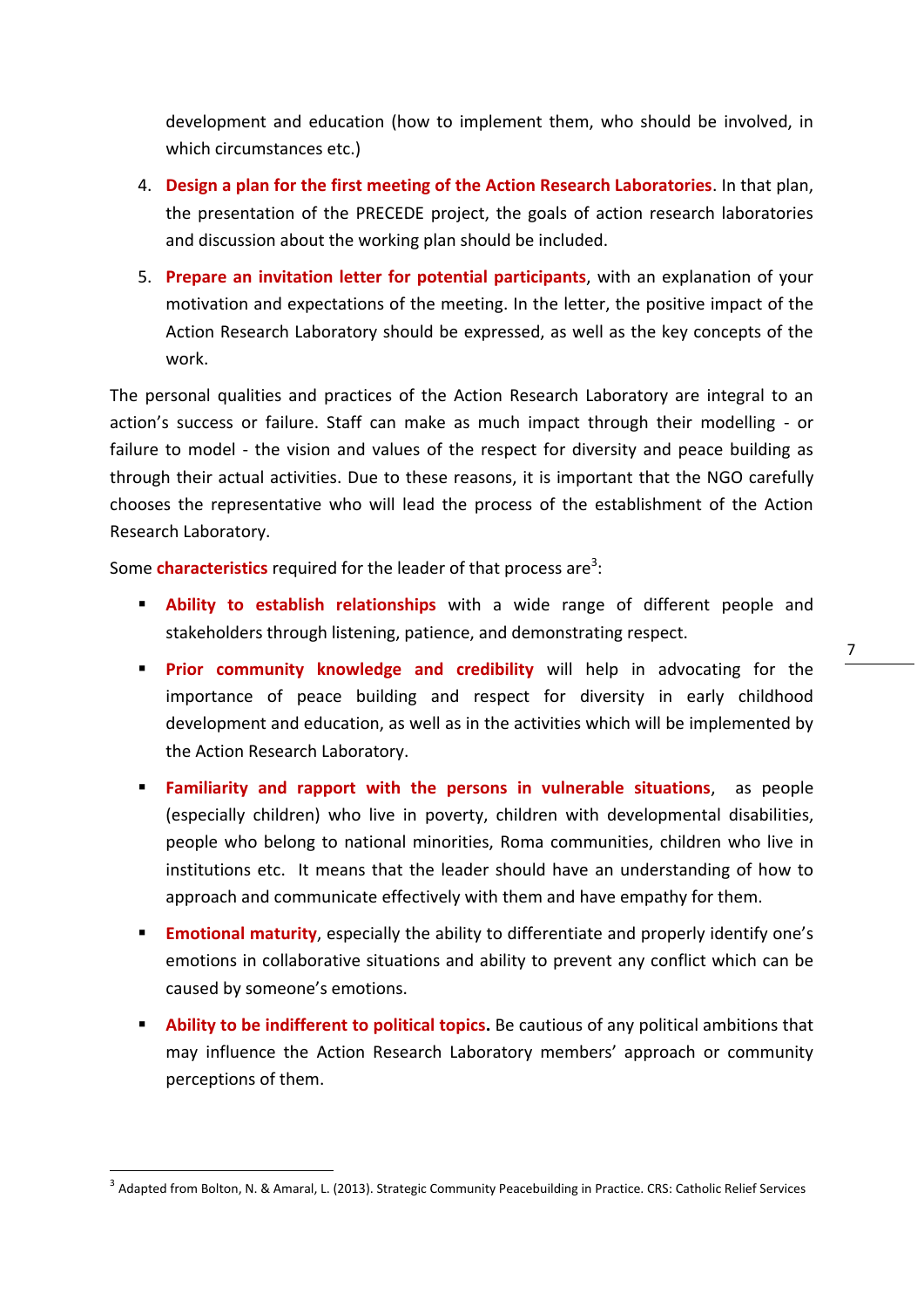development and education (how to implement them, who should be involved, in which circumstances etc.)

4. **Design a plan for the first meeting of the Action Research Laboratories**. In that plan, the presentation of the PRECEDE project, the goals of action research laboratories and discussion about the working plan should be included.
5. **Prepare an invitation letter for potential participants**, with an explanation of your motivation and expectations of the meeting. In the letter, the positive impact of the Action Research Laboratory should be expressed, as well as the key concepts of the work.

The personal qualities and practices of the Action Research Laboratory are integral to an action's success or failure. Staff can make as much impact through their modelling - or failure to model - the vision and values of the respect for diversity and peace building as through their actual activities. Due to these reasons, it is important that the NGO carefully chooses the representative who will lead the process of the establishment of the Action Research Laboratory.

Some **characteristics** required for the leader of that process are[3]:

- **Ability to establish relationships** with a wide range of different people and stakeholders through listening, patience, and demonstrating respect.
- **Prior community knowledge and credibility** will help in advocating for the importance of peace building and respect for diversity in early childhood development and education, as well as in the activities which will be implemented by the Action Research Laboratory.
- **Familiarity and rapport with the persons in vulnerable situations**, as people (especially children) who live in poverty, children with developmental disabilities, people who belong to national minorities, Roma communities, children who live in institutions etc. It means that the leader should have an understanding of how to approach and communicate effectively with them and have empathy for them.
- **Emotional maturity**, especially the ability to differentiate and properly identify one's emotions in collaborative situations and ability to prevent any conflict which can be caused by someone's emotions.
- **Ability to be indifferent to political topics.** Be cautious of any political ambitions that may influence the Action Research Laboratory members' approach or community perceptions of them.

---

[3] Adapted from Bolton, N. & Amaral, L. (2013). Strategic Community Peacebuilding in Practice. CRS: Catholic Relief Services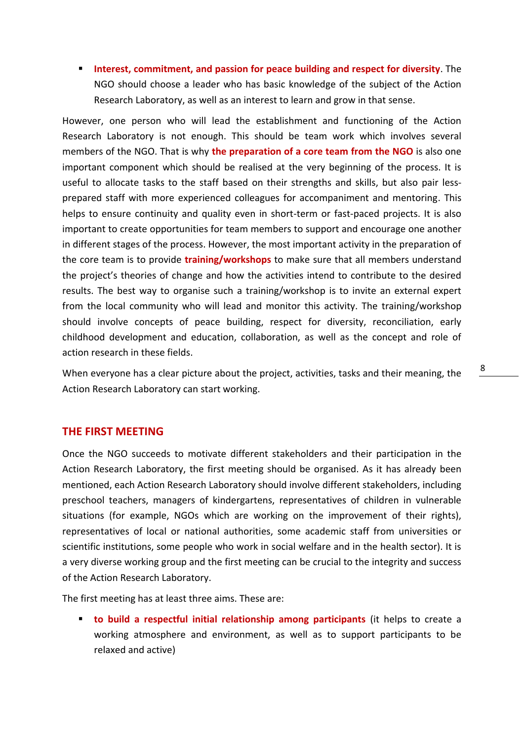- **Interest, commitment, and passion for peace building and respect for diversity**. The NGO should choose a leader who has basic knowledge of the subject of the Action Research Laboratory, as well as an interest to learn and grow in that sense.

However, one person who will lead the establishment and functioning of the Action Research Laboratory is not enough. This should be team work which involves several members of the NGO. That is why **the preparation of a core team from the NGO** is also one important component which should be realised at the very beginning of the process. It is useful to allocate tasks to the staff based on their strengths and skills, but also pair less-prepared staff with more experienced colleagues for accompaniment and mentoring. This helps to ensure continuity and quality even in short-term or fast-paced projects. It is also important to create opportunities for team members to support and encourage one another in different stages of the process. However, the most important activity in the preparation of the core team is to provide **training/workshops** to make sure that all members understand the project's theories of change and how the activities intend to contribute to the desired results. The best way to organise such a training/workshop is to invite an external expert from the local community who will lead and monitor this activity. The training/workshop should involve concepts of peace building, respect for diversity, reconciliation, early childhood development and education, collaboration, as well as the concept and role of action research in these fields.

When everyone has a clear picture about the project, activities, tasks and their meaning, the Action Research Laboratory can start working.

## THE FIRST MEETING

Once the NGO succeeds to motivate different stakeholders and their participation in the Action Research Laboratory, the first meeting should be organised. As it has already been mentioned, each Action Research Laboratory should involve different stakeholders, including preschool teachers, managers of kindergartens, representatives of children in vulnerable situations (for example, NGOs which are working on the improvement of their rights), representatives of local or national authorities, some academic staff from universities or scientific institutions, some people who work in social welfare and in the health sector). It is a very diverse working group and the first meeting can be crucial to the integrity and success of the Action Research Laboratory.

The first meeting has at least three aims. These are:

- **to build a respectful initial relationship among participants** (it helps to create a working atmosphere and environment, as well as to support participants to be relaxed and active)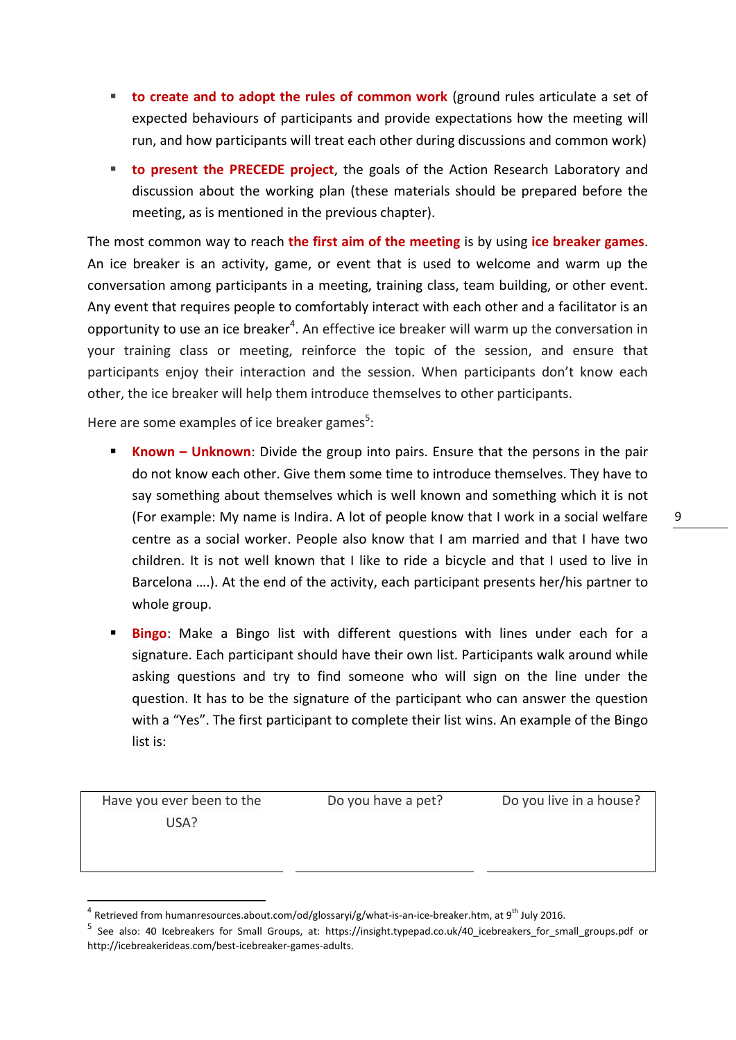- **to create and to adopt the rules of common work** (ground rules articulate a set of expected behaviours of participants and provide expectations how the meeting will run, and how participants will treat each other during discussions and common work)
- **to present the PRECEDE project**, the goals of the Action Research Laboratory and discussion about the working plan (these materials should be prepared before the meeting, as is mentioned in the previous chapter).

The most common way to reach **the first aim of the meeting** is by using **ice breaker games**. An ice breaker is an activity, game, or event that is used to welcome and warm up the conversation among participants in a meeting, training class, team building, or other event. Any event that requires people to comfortably interact with each other and a facilitator is an opportunity to use an ice breaker[4]. An effective ice breaker will warm up the conversation in your training class or meeting, reinforce the topic of the session, and ensure that participants enjoy their interaction and the session. When participants don't know each other, the ice breaker will help them introduce themselves to other participants.

Here are some examples of ice breaker games[5]:

- **Known – Unknown**: Divide the group into pairs. Ensure that the persons in the pair do not know each other. Give them some time to introduce themselves. They have to say something about themselves which is well known and something which it is not (For example: My name is Indira. A lot of people know that I work in a social welfare centre as a social worker. People also know that I am married and that I have two children. It is not well known that I like to ride a bicycle and that I used to live in Barcelona ….). At the end of the activity, each participant presents her/his partner to whole group.
- **Bingo**: Make a Bingo list with different questions with lines under each for a signature. Each participant should have their own list. Participants walk around while asking questions and try to find someone who will sign on the line under the question. It has to be the signature of the participant who can answer the question with a "Yes". The first participant to complete their list wins. An example of the Bingo list is:

| Have you ever been to the USA? | Do you have a pet? | Do you live in a house? |
|---|---|---|
| | | |

[4] Retrieved from humanresources.about.com/od/glossaryi/g/what-is-an-ice-breaker.htm, at 9th July 2016.

[5] See also: 40 Icebreakers for Small Groups, at: https://insight.typepad.co.uk/40_icebreakers_for_small_groups.pdf or http://icebreakerideas.com/best-icebreaker-games-adults.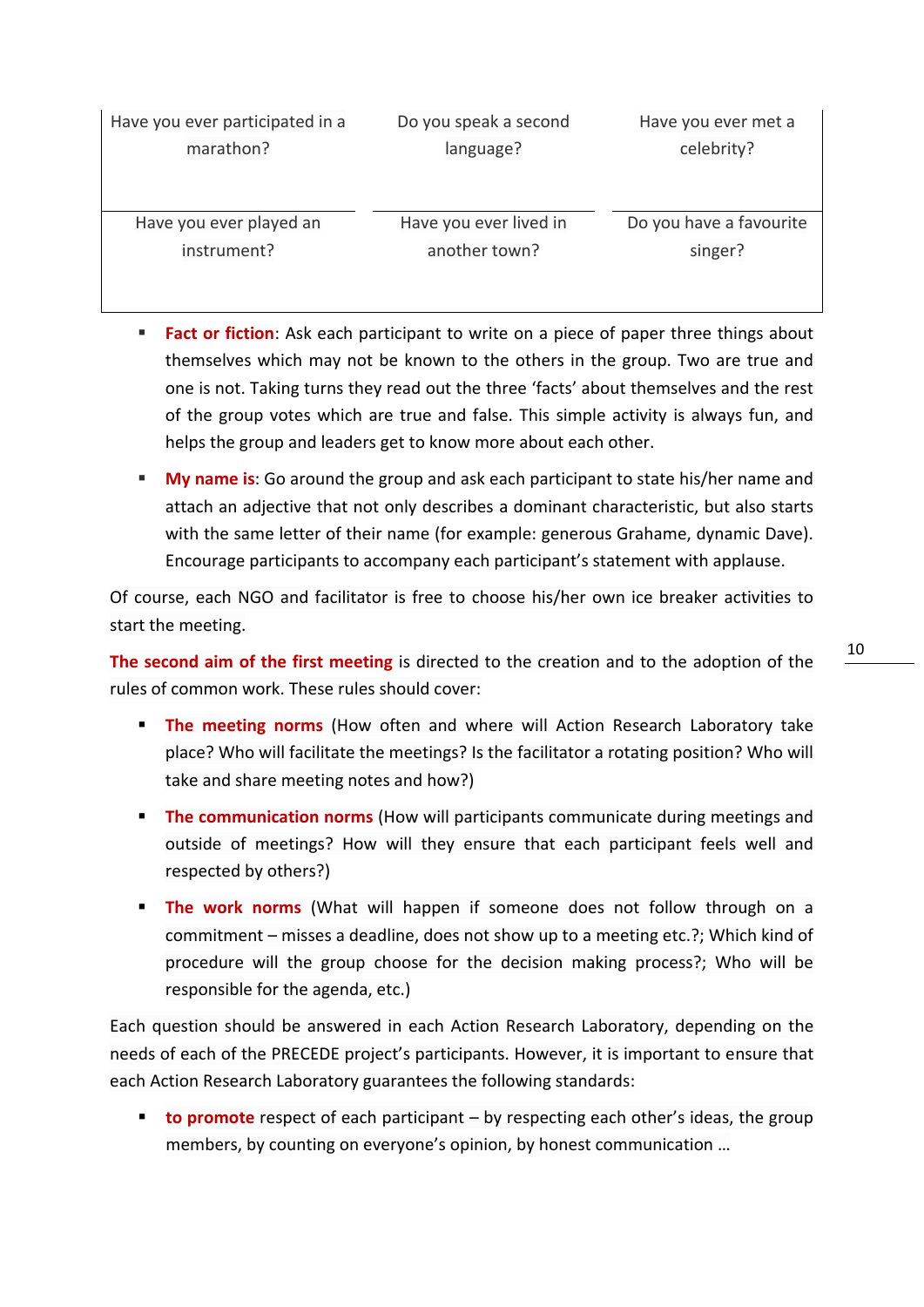| Have you ever participated in a marathon? | Do you speak a second language? | Have you ever met a celebrity? |
| --- | --- | --- |
| Have you ever played an instrument? | Have you ever lived in another town? | Do you have a favourite singer? |

- **Fact or fiction**: Ask each participant to write on a piece of paper three things about themselves which may not be known to the others in the group. Two are true and one is not. Taking turns they read out the three 'facts' about themselves and the rest of the group votes which are true and false. This simple activity is always fun, and helps the group and leaders get to know more about each other.
- **My name is**: Go around the group and ask each participant to state his/her name and attach an adjective that not only describes a dominant characteristic, but also starts with the same letter of their name (for example: generous Grahame, dynamic Dave). Encourage participants to accompany each participant's statement with applause.

Of course, each NGO and facilitator is free to choose his/her own ice breaker activities to start the meeting.

**The second aim of the first meeting** is directed to the creation and to the adoption of the rules of common work. These rules should cover:

- **The meeting norms** (How often and where will Action Research Laboratory take place? Who will facilitate the meetings? Is the facilitator a rotating position? Who will take and share meeting notes and how?)
- **The communication norms** (How will participants communicate during meetings and outside of meetings? How will they ensure that each participant feels well and respected by others?)
- **The work norms** (What will happen if someone does not follow through on a commitment – misses a deadline, does not show up to a meeting etc.?; Which kind of procedure will the group choose for the decision making process?; Who will be responsible for the agenda, etc.)

Each question should be answered in each Action Research Laboratory, depending on the needs of each of the PRECEDE project's participants. However, it is important to ensure that each Action Research Laboratory guarantees the following standards:

- **to promote** respect of each participant – by respecting each other's ideas, the group members, by counting on everyone's opinion, by honest communication …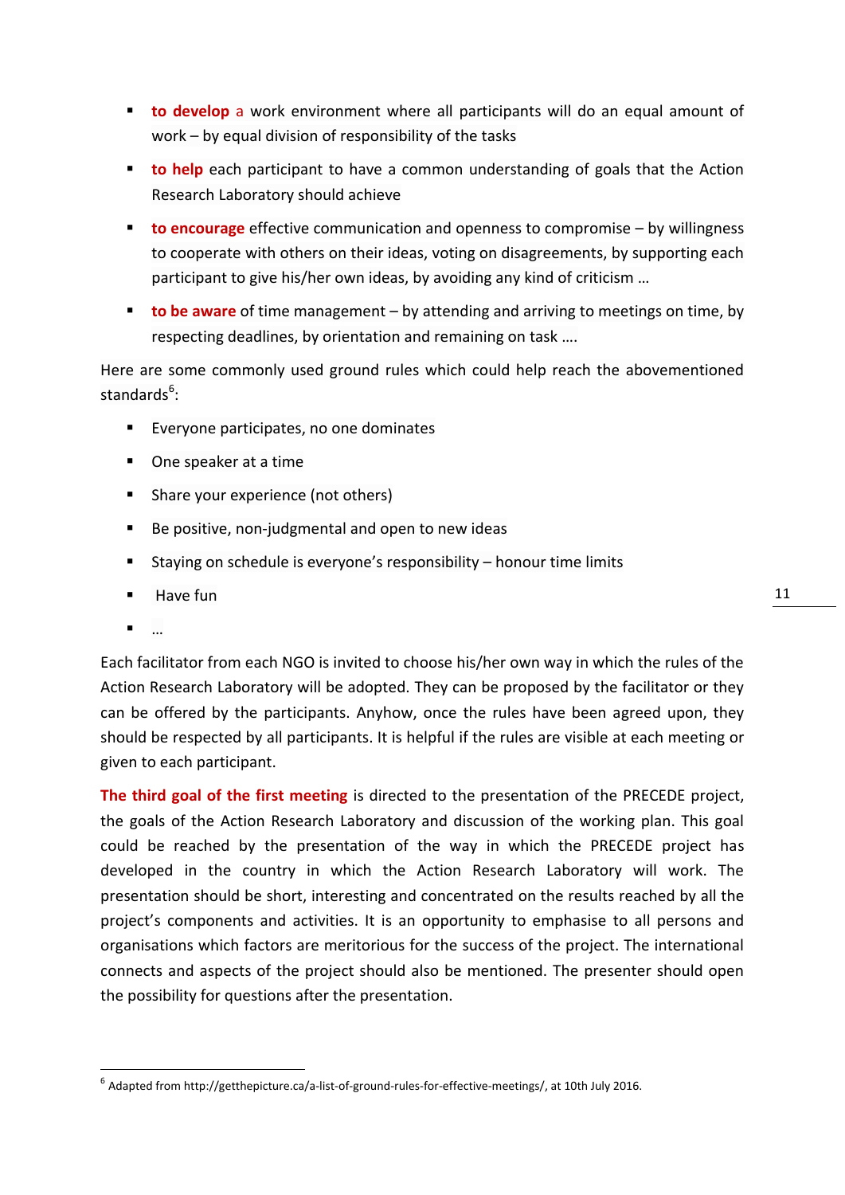- **to develop** a work environment where all participants will do an equal amount of work – by equal division of responsibility of the tasks
- **to help** each participant to have a common understanding of goals that the Action Research Laboratory should achieve
- **to encourage** effective communication and openness to compromise – by willingness to cooperate with others on their ideas, voting on disagreements, by supporting each participant to give his/her own ideas, by avoiding any kind of criticism …
- **to be aware** of time management – by attending and arriving to meetings on time, by respecting deadlines, by orientation and remaining on task ….

Here are some commonly used ground rules which could help reach the abovementioned standards[6]:

- Everyone participates, no one dominates
- One speaker at a time
- Share your experience (not others)
- Be positive, non-judgmental and open to new ideas
- Staying on schedule is everyone's responsibility – honour time limits
- Have fun
- …

Each facilitator from each NGO is invited to choose his/her own way in which the rules of the Action Research Laboratory will be adopted. They can be proposed by the facilitator or they can be offered by the participants. Anyhow, once the rules have been agreed upon, they should be respected by all participants. It is helpful if the rules are visible at each meeting or given to each participant.

**The third goal of the first meeting** is directed to the presentation of the PRECEDE project, the goals of the Action Research Laboratory and discussion of the working plan. This goal could be reached by the presentation of the way in which the PRECEDE project has developed in the country in which the Action Research Laboratory will work. The presentation should be short, interesting and concentrated on the results reached by all the project's components and activities. It is an opportunity to emphasise to all persons and organisations which factors are meritorious for the success of the project. The international connects and aspects of the project should also be mentioned. The presenter should open the possibility for questions after the presentation.

[6] Adapted from http://getthepicture.ca/a-list-of-ground-rules-for-effective-meetings/, at 10th July 2016.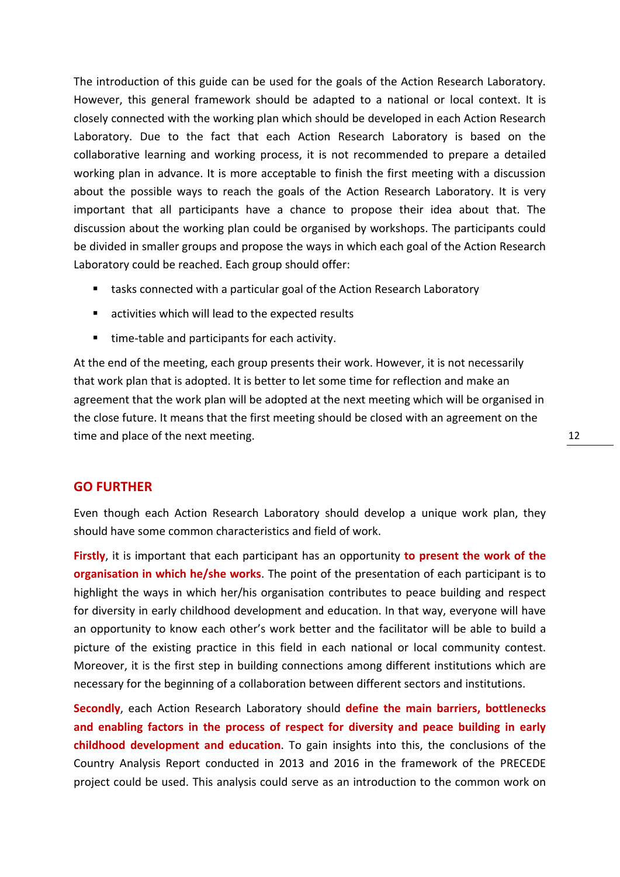The introduction of this guide can be used for the goals of the Action Research Laboratory. However, this general framework should be adapted to a national or local context. It is closely connected with the working plan which should be developed in each Action Research Laboratory. Due to the fact that each Action Research Laboratory is based on the collaborative learning and working process, it is not recommended to prepare a detailed working plan in advance. It is more acceptable to finish the first meeting with a discussion about the possible ways to reach the goals of the Action Research Laboratory. It is very important that all participants have a chance to propose their idea about that. The discussion about the working plan could be organised by workshops. The participants could be divided in smaller groups and propose the ways in which each goal of the Action Research Laboratory could be reached. Each group should offer:

- tasks connected with a particular goal of the Action Research Laboratory
- activities which will lead to the expected results
- time-table and participants for each activity.

At the end of the meeting, each group presents their work. However, it is not necessarily that work plan that is adopted. It is better to let some time for reflection and make an agreement that the work plan will be adopted at the next meeting which will be organised in the close future. It means that the first meeting should be closed with an agreement on the time and place of the next meeting.

## GO FURTHER

Even though each Action Research Laboratory should develop a unique work plan, they should have some common characteristics and field of work.

**Firstly**, it is important that each participant has an opportunity **to present the work of the organisation in which he/she works**. The point of the presentation of each participant is to highlight the ways in which her/his organisation contributes to peace building and respect for diversity in early childhood development and education. In that way, everyone will have an opportunity to know each other's work better and the facilitator will be able to build a picture of the existing practice in this field in each national or local community contest. Moreover, it is the first step in building connections among different institutions which are necessary for the beginning of a collaboration between different sectors and institutions.

**Secondly**, each Action Research Laboratory should **define the main barriers, bottlenecks and enabling factors in the process of respect for diversity and peace building in early childhood development and education**. To gain insights into this, the conclusions of the Country Analysis Report conducted in 2013 and 2016 in the framework of the PRECEDE project could be used. This analysis could serve as an introduction to the common work on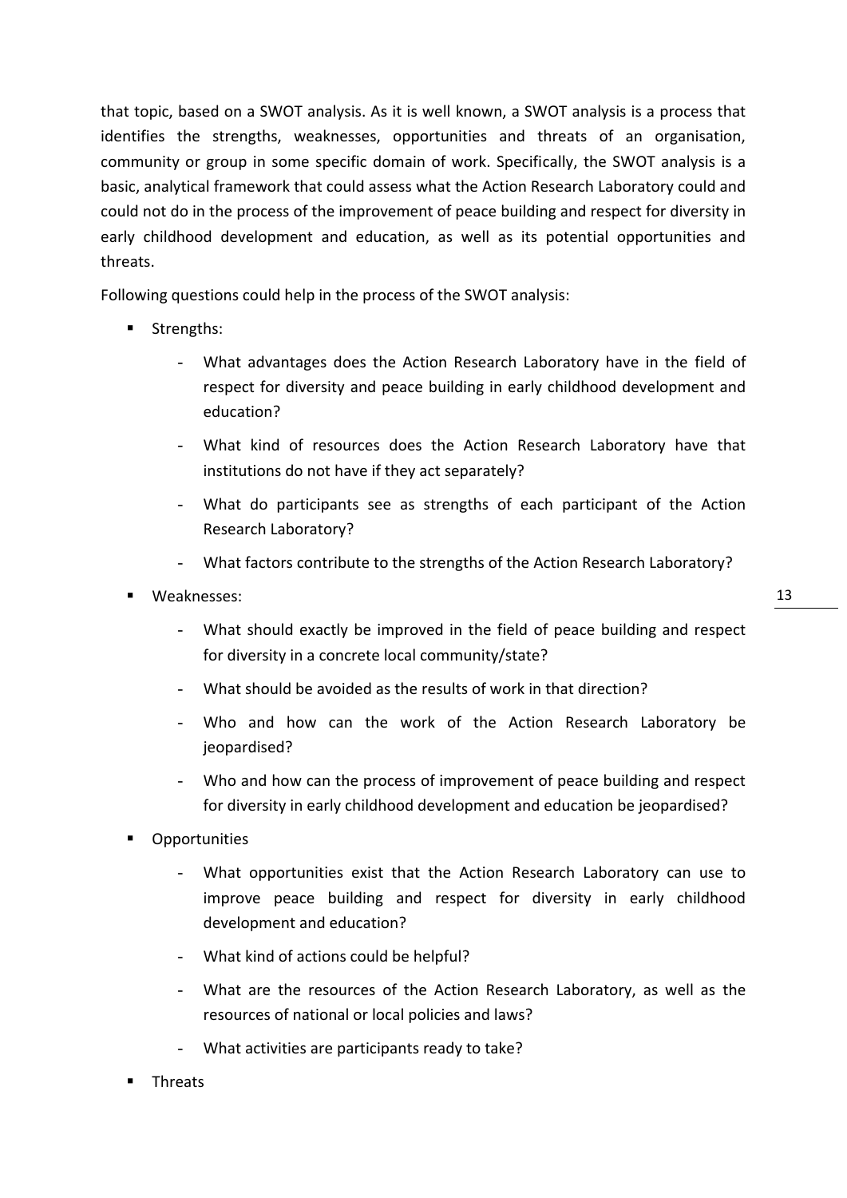that topic, based on a SWOT analysis. As it is well known, a SWOT analysis is a process that identifies the strengths, weaknesses, opportunities and threats of an organisation, community or group in some specific domain of work. Specifically, the SWOT analysis is a basic, analytical framework that could assess what the Action Research Laboratory could and could not do in the process of the improvement of peace building and respect for diversity in early childhood development and education, as well as its potential opportunities and threats.

Following questions could help in the process of the SWOT analysis:

- Strengths:
  - What advantages does the Action Research Laboratory have in the field of respect for diversity and peace building in early childhood development and education?
  - What kind of resources does the Action Research Laboratory have that institutions do not have if they act separately?
  - What do participants see as strengths of each participant of the Action Research Laboratory?
  - What factors contribute to the strengths of the Action Research Laboratory?
- Weaknesses:
  - What should exactly be improved in the field of peace building and respect for diversity in a concrete local community/state?
  - What should be avoided as the results of work in that direction?
  - Who and how can the work of the Action Research Laboratory be jeopardised?
  - Who and how can the process of improvement of peace building and respect for diversity in early childhood development and education be jeopardised?
- Opportunities
  - What opportunities exist that the Action Research Laboratory can use to improve peace building and respect for diversity in early childhood development and education?
  - What kind of actions could be helpful?
  - What are the resources of the Action Research Laboratory, as well as the resources of national or local policies and laws?
  - What activities are participants ready to take?
- Threats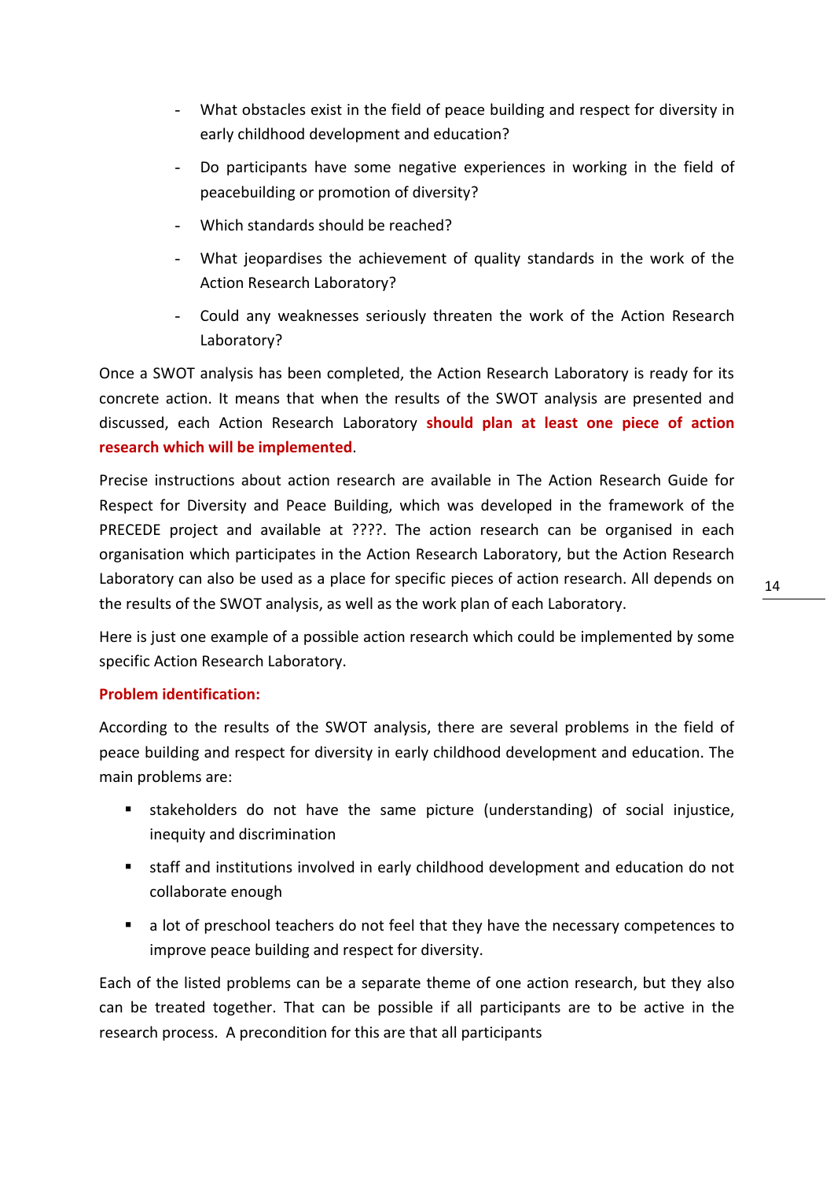- What obstacles exist in the field of peace building and respect for diversity in early childhood development and education?
- Do participants have some negative experiences in working in the field of peacebuilding or promotion of diversity?
- Which standards should be reached?
- What jeopardises the achievement of quality standards in the work of the Action Research Laboratory?
- Could any weaknesses seriously threaten the work of the Action Research Laboratory?

Once a SWOT analysis has been completed, the Action Research Laboratory is ready for its concrete action. It means that when the results of the SWOT analysis are presented and discussed, each Action Research Laboratory **should plan at least one piece of action research which will be implemented**.

Precise instructions about action research are available in The Action Research Guide for Respect for Diversity and Peace Building, which was developed in the framework of the PRECEDE project and available at ????. The action research can be organised in each organisation which participates in the Action Research Laboratory, but the Action Research Laboratory can also be used as a place for specific pieces of action research. All depends on the results of the SWOT analysis, as well as the work plan of each Laboratory.

Here is just one example of a possible action research which could be implemented by some specific Action Research Laboratory.

**Problem identification:**

According to the results of the SWOT analysis, there are several problems in the field of peace building and respect for diversity in early childhood development and education. The main problems are:

- stakeholders do not have the same picture (understanding) of social injustice, inequity and discrimination
- staff and institutions involved in early childhood development and education do not collaborate enough
- a lot of preschool teachers do not feel that they have the necessary competences to improve peace building and respect for diversity.

Each of the listed problems can be a separate theme of one action research, but they also can be treated together. That can be possible if all participants are to be active in the research process. A precondition for this are that all participants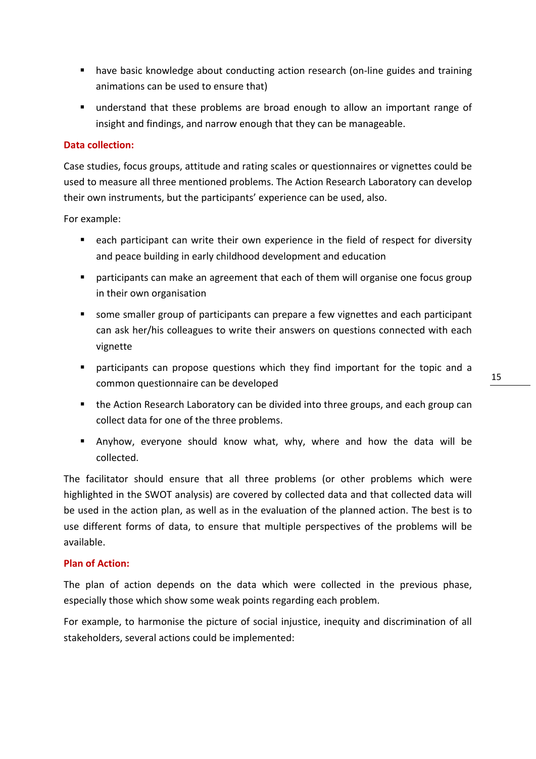- have basic knowledge about conducting action research (on-line guides and training animations can be used to ensure that)
- understand that these problems are broad enough to allow an important range of insight and findings, and narrow enough that they can be manageable.

**Data collection:**

Case studies, focus groups, attitude and rating scales or questionnaires or vignettes could be used to measure all three mentioned problems. The Action Research Laboratory can develop their own instruments, but the participants' experience can be used, also.

For example:

- each participant can write their own experience in the field of respect for diversity and peace building in early childhood development and education
- participants can make an agreement that each of them will organise one focus group in their own organisation
- some smaller group of participants can prepare a few vignettes and each participant can ask her/his colleagues to write their answers on questions connected with each vignette
- participants can propose questions which they find important for the topic and a common questionnaire can be developed
- the Action Research Laboratory can be divided into three groups, and each group can collect data for one of the three problems.
- Anyhow, everyone should know what, why, where and how the data will be collected.

The facilitator should ensure that all three problems (or other problems which were highlighted in the SWOT analysis) are covered by collected data and that collected data will be used in the action plan, as well as in the evaluation of the planned action. The best is to use different forms of data, to ensure that multiple perspectives of the problems will be available.

**Plan of Action:**

The plan of action depends on the data which were collected in the previous phase, especially those which show some weak points regarding each problem.

For example, to harmonise the picture of social injustice, inequity and discrimination of all stakeholders, several actions could be implemented: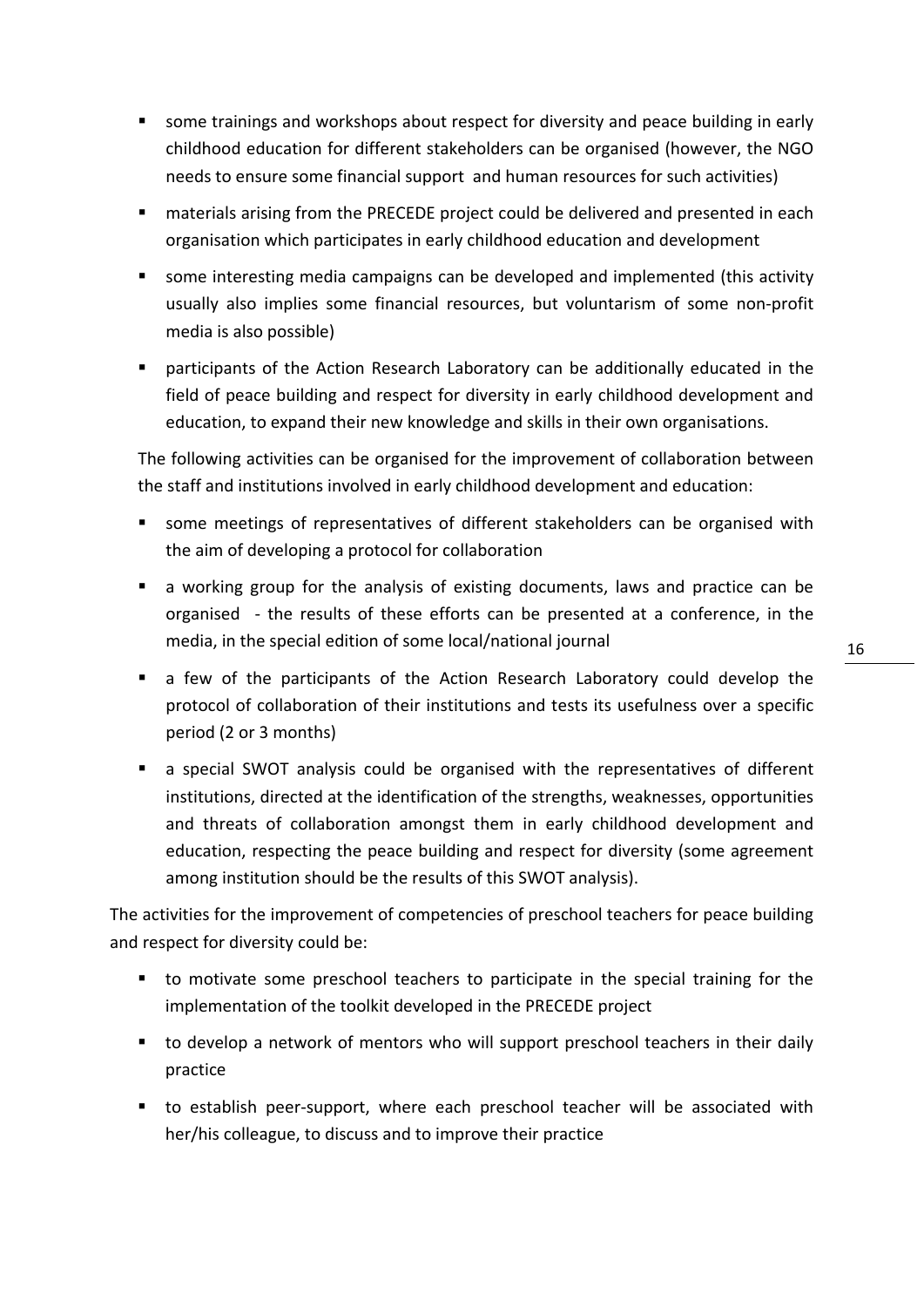- some trainings and workshops about respect for diversity and peace building in early childhood education for different stakeholders can be organised (however, the NGO needs to ensure some financial support and human resources for such activities)
- materials arising from the PRECEDE project could be delivered and presented in each organisation which participates in early childhood education and development
- some interesting media campaigns can be developed and implemented (this activity usually also implies some financial resources, but voluntarism of some non-profit media is also possible)
- participants of the Action Research Laboratory can be additionally educated in the field of peace building and respect for diversity in early childhood development and education, to expand their new knowledge and skills in their own organisations.

The following activities can be organised for the improvement of collaboration between the staff and institutions involved in early childhood development and education:

- some meetings of representatives of different stakeholders can be organised with the aim of developing a protocol for collaboration
- a working group for the analysis of existing documents, laws and practice can be organised - the results of these efforts can be presented at a conference, in the media, in the special edition of some local/national journal
- a few of the participants of the Action Research Laboratory could develop the protocol of collaboration of their institutions and tests its usefulness over a specific period (2 or 3 months)
- a special SWOT analysis could be organised with the representatives of different institutions, directed at the identification of the strengths, weaknesses, opportunities and threats of collaboration amongst them in early childhood development and education, respecting the peace building and respect for diversity (some agreement among institution should be the results of this SWOT analysis).

The activities for the improvement of competencies of preschool teachers for peace building and respect for diversity could be:

- to motivate some preschool teachers to participate in the special training for the implementation of the toolkit developed in the PRECEDE project
- to develop a network of mentors who will support preschool teachers in their daily practice
- to establish peer-support, where each preschool teacher will be associated with her/his colleague, to discuss and to improve their practice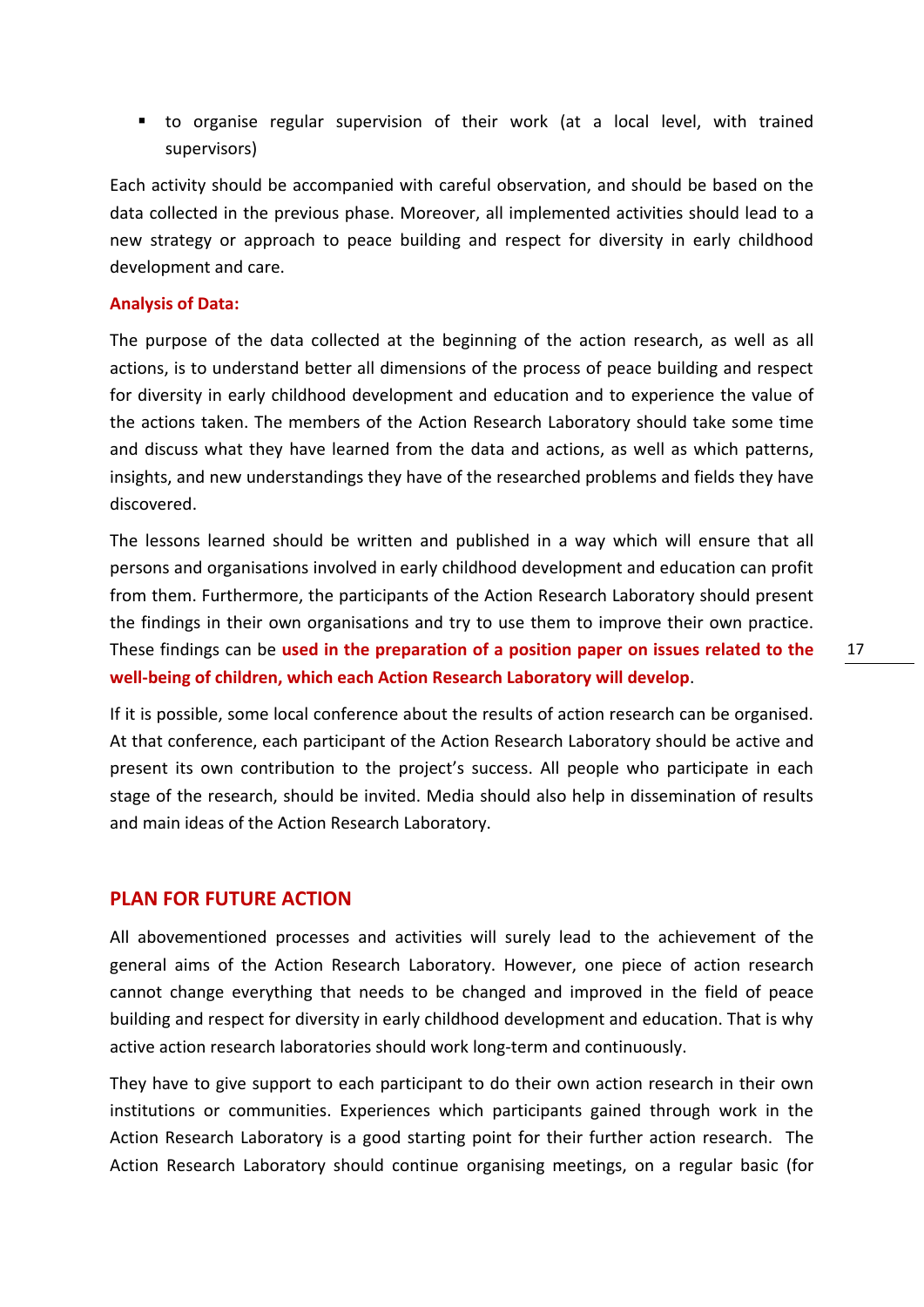- to organise regular supervision of their work (at a local level, with trained supervisors)

Each activity should be accompanied with careful observation, and should be based on the data collected in the previous phase. Moreover, all implemented activities should lead to a new strategy or approach to peace building and respect for diversity in early childhood development and care.

**Analysis of Data:**

The purpose of the data collected at the beginning of the action research, as well as all actions, is to understand better all dimensions of the process of peace building and respect for diversity in early childhood development and education and to experience the value of the actions taken. The members of the Action Research Laboratory should take some time and discuss what they have learned from the data and actions, as well as which patterns, insights, and new understandings they have of the researched problems and fields they have discovered.

The lessons learned should be written and published in a way which will ensure that all persons and organisations involved in early childhood development and education can profit from them. Furthermore, the participants of the Action Research Laboratory should present the findings in their own organisations and try to use them to improve their own practice. These findings can be **used in the preparation of a position paper on issues related to the well-being of children, which each Action Research Laboratory will develop**.

If it is possible, some local conference about the results of action research can be organised. At that conference, each participant of the Action Research Laboratory should be active and present its own contribution to the project's success. All people who participate in each stage of the research, should be invited. Media should also help in dissemination of results and main ideas of the Action Research Laboratory.

## PLAN FOR FUTURE ACTION

All abovementioned processes and activities will surely lead to the achievement of the general aims of the Action Research Laboratory. However, one piece of action research cannot change everything that needs to be changed and improved in the field of peace building and respect for diversity in early childhood development and education. That is why active action research laboratories should work long-term and continuously.

They have to give support to each participant to do their own action research in their own institutions or communities. Experiences which participants gained through work in the Action Research Laboratory is a good starting point for their further action research. The Action Research Laboratory should continue organising meetings, on a regular basic (for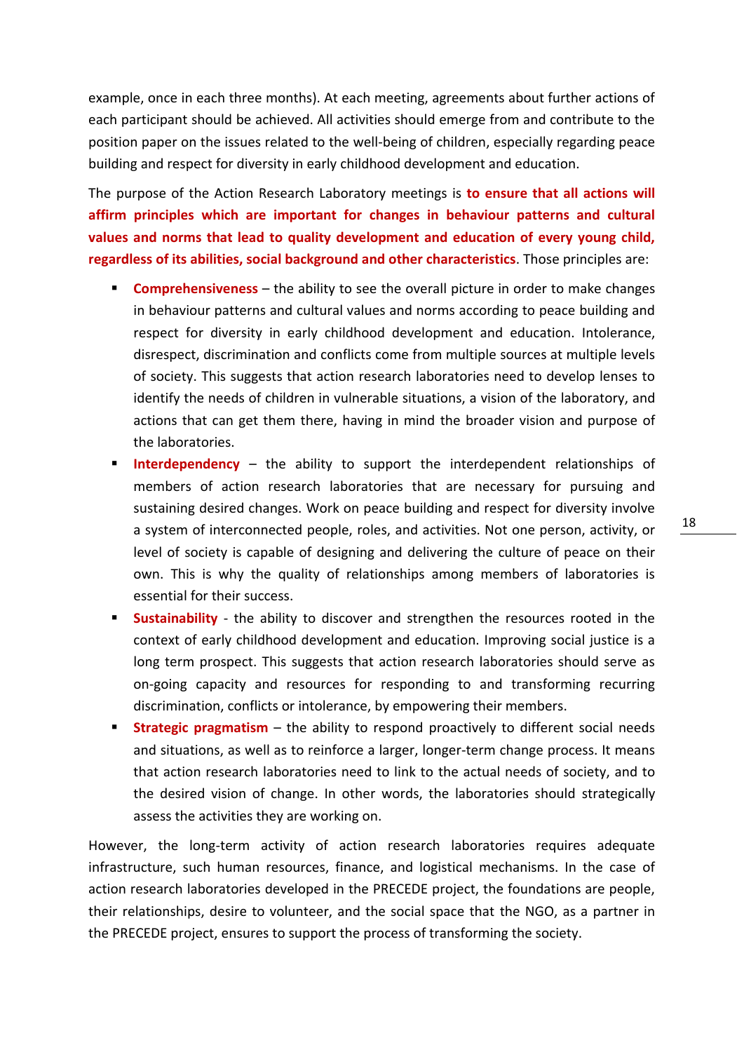example, once in each three months). At each meeting, agreements about further actions of each participant should be achieved. All activities should emerge from and contribute to the position paper on the issues related to the well-being of children, especially regarding peace building and respect for diversity in early childhood development and education.

The purpose of the Action Research Laboratory meetings is **to ensure that all actions will affirm principles which are important for changes in behaviour patterns and cultural values and norms that lead to quality development and education of every young child, regardless of its abilities, social background and other characteristics**. Those principles are:

- **Comprehensiveness** – the ability to see the overall picture in order to make changes in behaviour patterns and cultural values and norms according to peace building and respect for diversity in early childhood development and education. Intolerance, disrespect, discrimination and conflicts come from multiple sources at multiple levels of society. This suggests that action research laboratories need to develop lenses to identify the needs of children in vulnerable situations, a vision of the laboratory, and actions that can get them there, having in mind the broader vision and purpose of the laboratories.
- **Interdependency** – the ability to support the interdependent relationships of members of action research laboratories that are necessary for pursuing and sustaining desired changes. Work on peace building and respect for diversity involve a system of interconnected people, roles, and activities. Not one person, activity, or level of society is capable of designing and delivering the culture of peace on their own. This is why the quality of relationships among members of laboratories is essential for their success.
- **Sustainability** - the ability to discover and strengthen the resources rooted in the context of early childhood development and education. Improving social justice is a long term prospect. This suggests that action research laboratories should serve as on-going capacity and resources for responding to and transforming recurring discrimination, conflicts or intolerance, by empowering their members.
- **Strategic pragmatism** – the ability to respond proactively to different social needs and situations, as well as to reinforce a larger, longer-term change process. It means that action research laboratories need to link to the actual needs of society, and to the desired vision of change. In other words, the laboratories should strategically assess the activities they are working on.

However, the long-term activity of action research laboratories requires adequate infrastructure, such human resources, finance, and logistical mechanisms. In the case of action research laboratories developed in the PRECEDE project, the foundations are people, their relationships, desire to volunteer, and the social space that the NGO, as a partner in the PRECEDE project, ensures to support the process of transforming the society.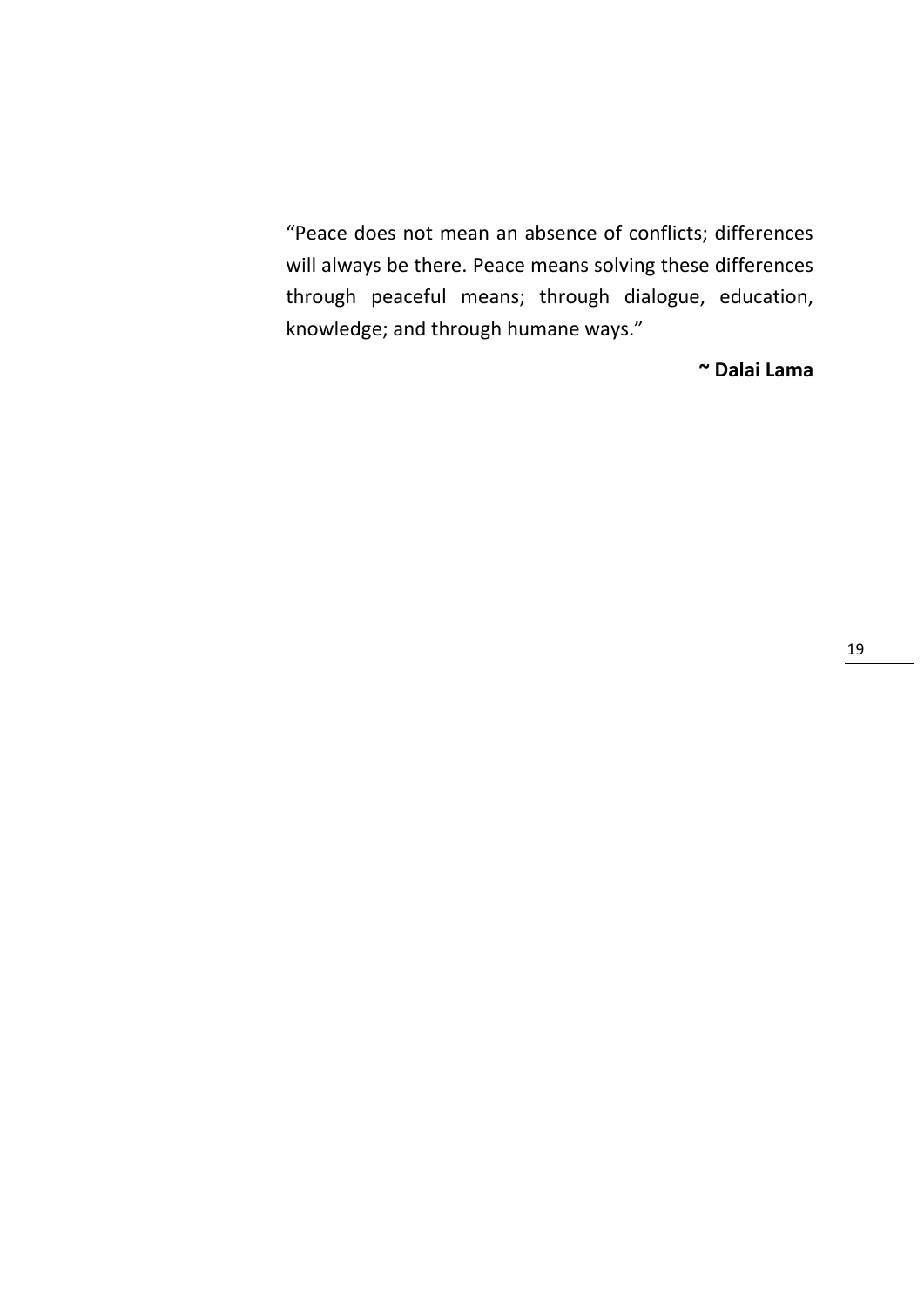"Peace does not mean an absence of conflicts; differences will always be there. Peace means solving these differences through peaceful means; through dialogue, education, knowledge; and through humane ways."

**~ Dalai Lama**